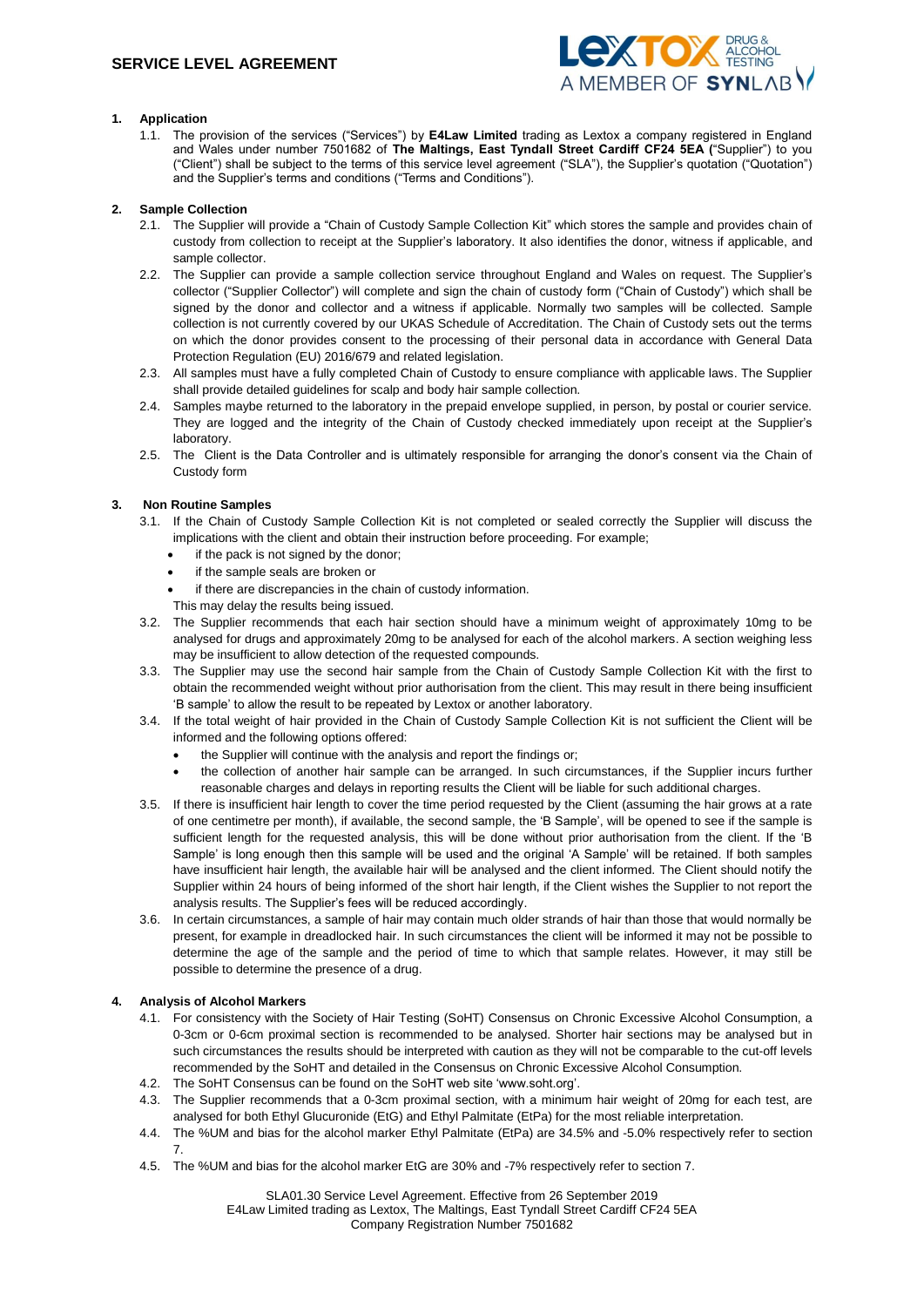# SERVICE LEVEL AGREEMENT

## 1. Application

1.1. The provision of the services ("Services") by **E4Law Limited** trading as Lextox a company registered in England and Wales under number 7501682 of **The Maltings, East Tyndall Street Cardiff CF24 5EA** ("Supplier") to you ("Client") shall be subject to the terms of this service level agreement ("SLA"), the Supplier's quotation ("Quotation") and the Supplier's terms and conditions ("Terms and Conditions").

## 2. Sample Collection

2.1. The Supplier will provide a "Chain of Custody Sample Collection Kit" which stores the sample and provides chain of custody from collection to receipt at the Supplier's laboratory. It also identifies the donor, witness if applicable, and sample collector.

2.2. The Supplier can provide a sample collection service throughout England and Wales on request. The Supplier's collector ("Supplier Collector") will complete and sign the chain of custody form ("Chain of Custody") which shall be signed by the donor and collector and a witness if applicable. Normally two samples will be collected. Sample collection is not currently covered by our UKAS Schedule of Accreditation. The Chain of Custody sets out the terms on which the donor provides consent to the processing of their personal data in accordance with General Data Protection Regulation (EU) 2016/679 and related legislation.

2.3. All samples must have a fully completed Chain of Custody to ensure compliance with applicable laws. The Supplier shall provide detailed guidelines for scalp and body hair sample collection.

2.4. Samples maybe returned to the laboratory in the prepaid envelope supplied, in person, by postal or courier service. They are logged and the integrity of the Chain of Custody checked immediately upon receipt at the Supplier's laboratory.

2.5. The Client is the Data Controller and is ultimately responsible for arranging the donor's consent via the Chain of Custody form

## 3. Non Routine Samples

3.1. If the Chain of Custody Sample Collection Kit is not completed or sealed correctly the Supplier will discuss the implications with the client and obtain their instruction before proceeding. For example;

- if the pack is not signed by the donor;
- if the sample seals are broken or
- if there are discrepancies in the chain of custody information.

This may delay the results being issued.

3.2. The Supplier recommends that each hair section should have a minimum weight of approximately 10mg to be analysed for drugs and approximately 20mg to be analysed for each of the alcohol markers. A section weighing less may be insufficient to allow detection of the requested compounds.

3.3. The Supplier may use the second hair sample from the Chain of Custody Sample Collection Kit with the first to obtain the recommended weight without prior authorisation from the client. This may result in there being insufficient 'B sample' to allow the result to be repeated by Lextox or another laboratory.

3.4. If the total weight of hair provided in the Chain of Custody Sample Collection Kit is not sufficient the Client will be informed and the following options offered:

- the Supplier will continue with the analysis and report the findings or;
- the collection of another hair sample can be arranged. In such circumstances, if the Supplier incurs further reasonable charges and delays in reporting results the Client will be liable for such additional charges.

3.5. If there is insufficient hair length to cover the time period requested by the Client (assuming the hair grows at a rate of one centimetre per month), if available, the second sample, the 'B Sample', will be opened to see if the sample is sufficient length for the requested analysis, this will be done without prior authorisation from the client. If the 'B Sample' is long enough then this sample will be used and the original 'A Sample' will be retained. If both samples have insufficient hair length, the available hair will be analysed and the client informed. The Client should notify the Supplier within 24 hours of being informed of the short hair length, if the Client wishes the Supplier to not report the analysis results. The Supplier's fees will be reduced accordingly.

3.6. In certain circumstances, a sample of hair may contain much older strands of hair than those that would normally be present, for example in dreadlocked hair. In such circumstances the client will be informed it may not be possible to determine the age of the sample and the period of time to which that sample relates. However, it may still be possible to determine the presence of a drug.

## 4. Analysis of Alcohol Markers

4.1. For consistency with the Society of Hair Testing (SoHT) Consensus on Chronic Excessive Alcohol Consumption, a 0-3cm or 0-6cm proximal section is recommended to be analysed. Shorter hair sections may be analysed but in such circumstances the results should be interpreted with caution as they will not be comparable to the cut-off levels recommended by the SoHT and detailed in the Consensus on Chronic Excessive Alcohol Consumption.

4.2. The SoHT Consensus can be found on the SoHT web site 'www.soht.org'.

4.3. The Supplier recommends that a 0-3cm proximal section, with a minimum hair weight of 20mg for each test, are analysed for both Ethyl Glucuronide (EtG) and Ethyl Palmitate (EtPa) for the most reliable interpretation.

4.4. The %UM and bias for the alcohol marker Ethyl Palmitate (EtPa) are 34.5% and -5.0% respectively refer to section 7.

4.5. The %UM and bias for the alcohol marker EtG are 30% and -7% respectively refer to section 7.

SLA01.30 Service Level Agreement. Effective from 26 September 2019
E4Law Limited trading as Lextox, The Maltings, East Tyndall Street Cardiff CF24 5EA
Company Registration Number 7501682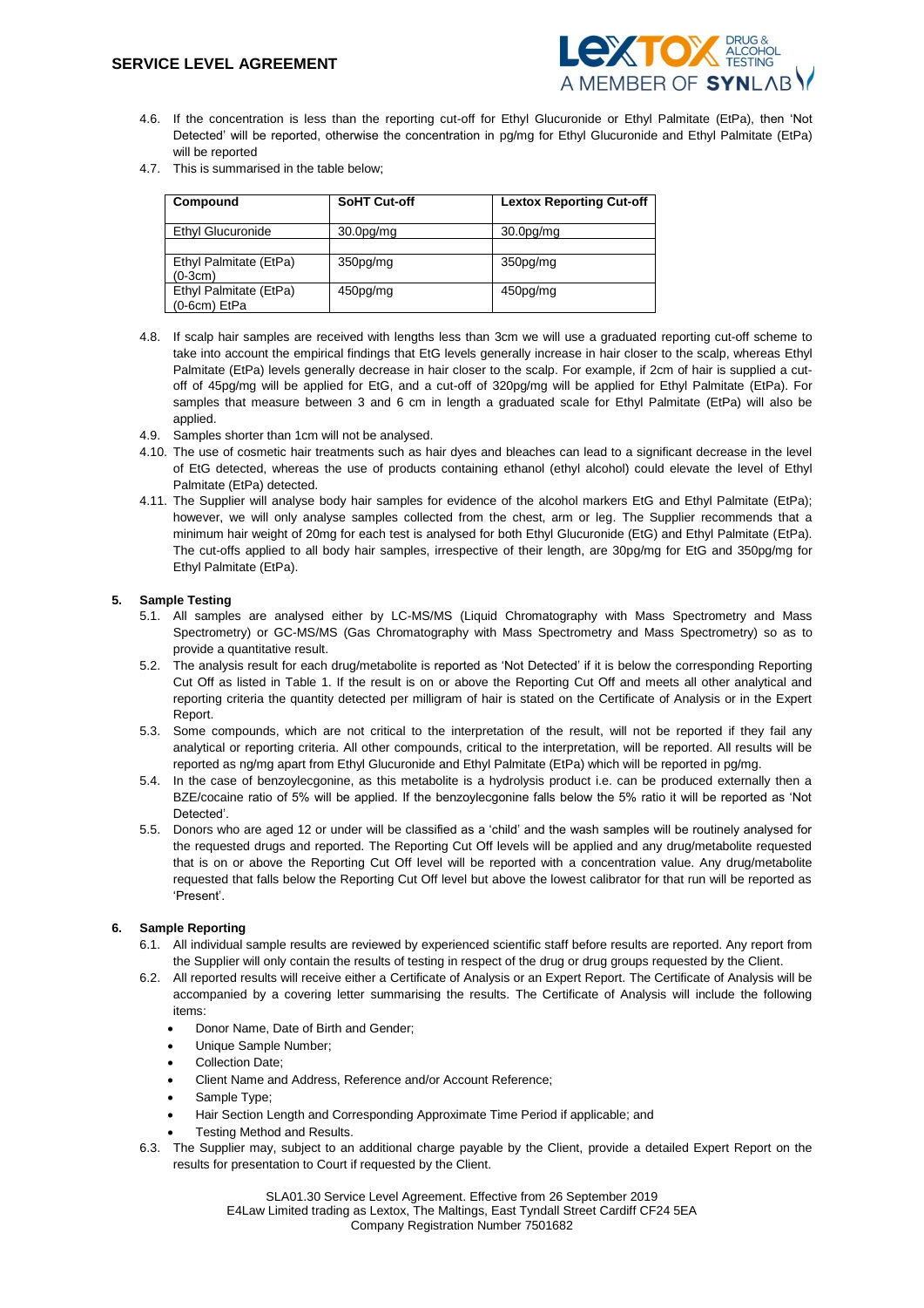4.6. If the concentration is less than the reporting cut-off for Ethyl Glucuronide or Ethyl Palmitate (EtPa), then 'Not Detected' will be reported, otherwise the concentration in pg/mg for Ethyl Glucuronide and Ethyl Palmitate (EtPa) will be reported

4.7. This is summarised in the table below;

| Compound | SoHT Cut-off | Lextox Reporting Cut-off |
|---|---|---|
| Ethyl Glucuronide | 30.0pg/mg | 30.0pg/mg |
| | | |
| Ethyl Palmitate (EtPa) (0-3cm) | 350pg/mg | 350pg/mg |
| Ethyl Palmitate (EtPa) (0-6cm) EtPa | 450pg/mg | 450pg/mg |

4.8. If scalp hair samples are received with lengths less than 3cm we will use a graduated reporting cut-off scheme to take into account the empirical findings that EtG levels generally increase in hair closer to the scalp, whereas Ethyl Palmitate (EtPa) levels generally decrease in hair closer to the scalp. For example, if 2cm of hair is supplied a cut-off of 45pg/mg will be applied for EtG, and a cut-off of 320pg/mg will be applied for Ethyl Palmitate (EtPa). For samples that measure between 3 and 6 cm in length a graduated scale for Ethyl Palmitate (EtPa) will also be applied.

4.9. Samples shorter than 1cm will not be analysed.

4.10. The use of cosmetic hair treatments such as hair dyes and bleaches can lead to a significant decrease in the level of EtG detected, whereas the use of products containing ethanol (ethyl alcohol) could elevate the level of Ethyl Palmitate (EtPa) detected.

4.11. The Supplier will analyse body hair samples for evidence of the alcohol markers EtG and Ethyl Palmitate (EtPa); however, we will only analyse samples collected from the chest, arm or leg. The Supplier recommends that a minimum hair weight of 20mg for each test is analysed for both Ethyl Glucuronide (EtG) and Ethyl Palmitate (EtPa). The cut-offs applied to all body hair samples, irrespective of their length, are 30pg/mg for EtG and 350pg/mg for Ethyl Palmitate (EtPa).

## 5. Sample Testing

5.1. All samples are analysed either by LC-MS/MS (Liquid Chromatography with Mass Spectrometry and Mass Spectrometry) or GC-MS/MS (Gas Chromatography with Mass Spectrometry and Mass Spectrometry) so as to provide a quantitative result.

5.2. The analysis result for each drug/metabolite is reported as 'Not Detected' if it is below the corresponding Reporting Cut Off as listed in Table 1. If the result is on or above the Reporting Cut Off and meets all other analytical and reporting criteria the quantity detected per milligram of hair is stated on the Certificate of Analysis or in the Expert Report.

5.3. Some compounds, which are not critical to the interpretation of the result, will not be reported if they fail any analytical or reporting criteria. All other compounds, critical to the interpretation, will be reported. All results will be reported as ng/mg apart from Ethyl Glucuronide and Ethyl Palmitate (EtPa) which will be reported in pg/mg.

5.4. In the case of benzoylecgonine, as this metabolite is a hydrolysis product i.e. can be produced externally then a BZE/cocaine ratio of 5% will be applied. If the benzoylecgonine falls below the 5% ratio it will be reported as 'Not Detected'.

5.5. Donors who are aged 12 or under will be classified as a 'child' and the wash samples will be routinely analysed for the requested drugs and reported. The Reporting Cut Off levels will be applied and any drug/metabolite requested that is on or above the Reporting Cut Off level will be reported with a concentration value. Any drug/metabolite requested that falls below the Reporting Cut Off level but above the lowest calibrator for that run will be reported as 'Present'.

## 6. Sample Reporting

6.1. All individual sample results are reviewed by experienced scientific staff before results are reported. Any report from the Supplier will only contain the results of testing in respect of the drug or drug groups requested by the Client.

6.2. All reported results will receive either a Certificate of Analysis or an Expert Report. The Certificate of Analysis will be accompanied by a covering letter summarising the results. The Certificate of Analysis will include the following items:

- Donor Name, Date of Birth and Gender;
- Unique Sample Number;
- Collection Date;
- Client Name and Address, Reference and/or Account Reference;
- Sample Type;
- Hair Section Length and Corresponding Approximate Time Period if applicable; and
- Testing Method and Results.

6.3. The Supplier may, subject to an additional charge payable by the Client, provide a detailed Expert Report on the results for presentation to Court if requested by the Client.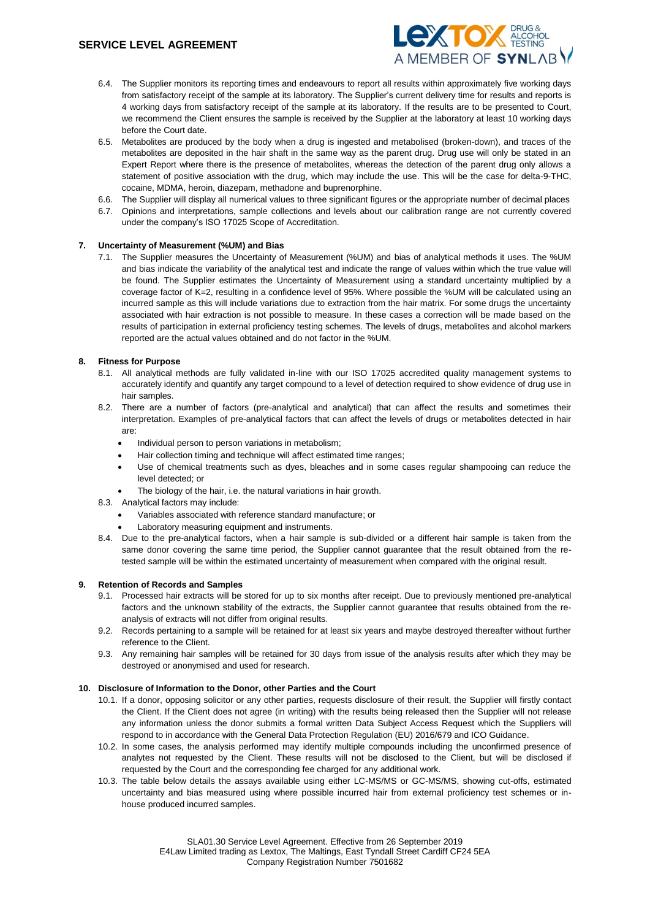6.4. The Supplier monitors its reporting times and endeavours to report all results within approximately five working days from satisfactory receipt of the sample at its laboratory. The Supplier's current delivery time for results and reports is 4 working days from satisfactory receipt of the sample at its laboratory. If the results are to be presented to Court, we recommend the Client ensures the sample is received by the Supplier at the laboratory at least 10 working days before the Court date.

6.5. Metabolites are produced by the body when a drug is ingested and metabolised (broken-down), and traces of the metabolites are deposited in the hair shaft in the same way as the parent drug. Drug use will only be stated in an Expert Report where there is the presence of metabolites, whereas the detection of the parent drug only allows a statement of positive association with the drug, which may include the use. This will be the case for delta-9-THC, cocaine, MDMA, heroin, diazepam, methadone and buprenorphine.

6.6. The Supplier will display all numerical values to three significant figures or the appropriate number of decimal places

6.7. Opinions and interpretations, sample collections and levels about our calibration range are not currently covered under the company's ISO 17025 Scope of Accreditation.

## 7. Uncertainty of Measurement (%UM) and Bias

7.1. The Supplier measures the Uncertainty of Measurement (%UM) and bias of analytical methods it uses. The %UM and bias indicate the variability of the analytical test and indicate the range of values within which the true value will be found. The Supplier estimates the Uncertainty of Measurement using a standard uncertainty multiplied by a coverage factor of K=2, resulting in a confidence level of 95%. Where possible the %UM will be calculated using an incurred sample as this will include variations due to extraction from the hair matrix. For some drugs the uncertainty associated with hair extraction is not possible to measure. In these cases a correction will be made based on the results of participation in external proficiency testing schemes. The levels of drugs, metabolites and alcohol markers reported are the actual values obtained and do not factor in the %UM.

## 8. Fitness for Purpose

8.1. All analytical methods are fully validated in-line with our ISO 17025 accredited quality management systems to accurately identify and quantify any target compound to a level of detection required to show evidence of drug use in hair samples.

8.2. There are a number of factors (pre-analytical and analytical) that can affect the results and sometimes their interpretation. Examples of pre-analytical factors that can affect the levels of drugs or metabolites detected in hair are:

- Individual person to person variations in metabolism;
- Hair collection timing and technique will affect estimated time ranges;
- Use of chemical treatments such as dyes, bleaches and in some cases regular shampooing can reduce the level detected; or
- The biology of the hair, i.e. the natural variations in hair growth.

8.3. Analytical factors may include:

- Variables associated with reference standard manufacture; or
- Laboratory measuring equipment and instruments.

8.4. Due to the pre-analytical factors, when a hair sample is sub-divided or a different hair sample is taken from the same donor covering the same time period, the Supplier cannot guarantee that the result obtained from the re-tested sample will be within the estimated uncertainty of measurement when compared with the original result.

## 9. Retention of Records and Samples

9.1. Processed hair extracts will be stored for up to six months after receipt. Due to previously mentioned pre-analytical factors and the unknown stability of the extracts, the Supplier cannot guarantee that results obtained from the re-analysis of extracts will not differ from original results.

9.2. Records pertaining to a sample will be retained for at least six years and maybe destroyed thereafter without further reference to the Client.

9.3. Any remaining hair samples will be retained for 30 days from issue of the analysis results after which they may be destroyed or anonymised and used for research.

## 10. Disclosure of Information to the Donor, other Parties and the Court

10.1. If a donor, opposing solicitor or any other parties, requests disclosure of their result, the Supplier will firstly contact the Client. If the Client does not agree (in writing) with the results being released then the Supplier will not release any information unless the donor submits a formal written Data Subject Access Request which the Suppliers will respond to in accordance with the General Data Protection Regulation (EU) 2016/679 and ICO Guidance.

10.2. In some cases, the analysis performed may identify multiple compounds including the unconfirmed presence of analytes not requested by the Client. These results will not be disclosed to the Client, but will be disclosed if requested by the Court and the corresponding fee charged for any additional work.

10.3. The table below details the assays available using either LC-MS/MS or GC-MS/MS, showing cut-offs, estimated uncertainty and bias measured using where possible incurred hair from external proficiency test schemes or in-house produced incurred samples.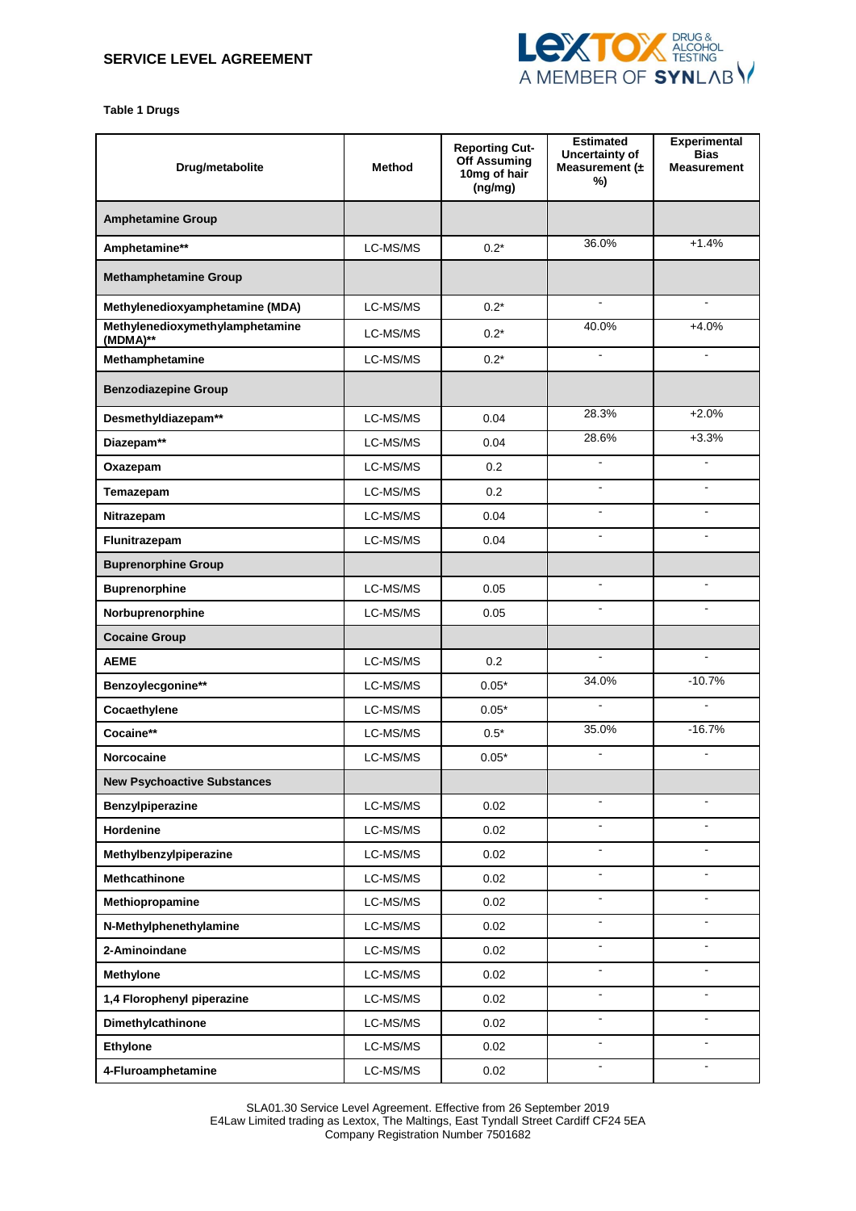**Table 1 Drugs**

| Drug/metabolite | Method | Reporting Cut-Off Assuming 10mg of hair (ng/mg) | Estimated Uncertainty of Measurement (± %) | Experimental Bias Measurement |
|---|---|---|---|---|
| **Amphetamine Group** | | | | |
| **Amphetamine**** | LC-MS/MS | 0.2* | 36.0% | +1.4% |
| **Methamphetamine Group** | | | | |
| **Methylenedioxyamphetamine (MDA)** | LC-MS/MS | 0.2* | - | - |
| **Methylenedioxymethylamphetamine (MDMA)**** | LC-MS/MS | 0.2* | 40.0% | +4.0% |
| **Methamphetamine** | LC-MS/MS | 0.2* | - | - |
| **Benzodiazepine Group** | | | | |
| **Desmethyldiazepam**** | LC-MS/MS | 0.04 | 28.3% | +2.0% |
| **Diazepam**** | LC-MS/MS | 0.04 | 28.6% | +3.3% |
| **Oxazepam** | LC-MS/MS | 0.2 | - | - |
| **Temazepam** | LC-MS/MS | 0.2 | - | - |
| **Nitrazepam** | LC-MS/MS | 0.04 | - | - |
| **Flunitrazepam** | LC-MS/MS | 0.04 | - | - |
| **Buprenorphine Group** | | | | |
| **Buprenorphine** | LC-MS/MS | 0.05 | - | - |
| **Norbuprenorphine** | LC-MS/MS | 0.05 | - | - |
| **Cocaine Group** | | | | |
| **AEME** | LC-MS/MS | 0.2 | - | - |
| **Benzoylecgonine**** | LC-MS/MS | 0.05* | 34.0% | -10.7% |
| **Cocaethylene** | LC-MS/MS | 0.05* | - | - |
| **Cocaine**** | LC-MS/MS | 0.5* | 35.0% | -16.7% |
| **Norcocaine** | LC-MS/MS | 0.05* | - | - |
| **New Psychoactive Substances** | | | | |
| **Benzylpiperazine** | LC-MS/MS | 0.02 | - | - |
| **Hordenine** | LC-MS/MS | 0.02 | - | - |
| **Methylbenzylpiperazine** | LC-MS/MS | 0.02 | - | - |
| **Methcathinone** | LC-MS/MS | 0.02 | - | - |
| **Methiopropamine** | LC-MS/MS | 0.02 | - | - |
| **N-Methylphenethylamine** | LC-MS/MS | 0.02 | - | - |
| **2-Aminoindane** | LC-MS/MS | 0.02 | - | - |
| **Methylone** | LC-MS/MS | 0.02 | - | - |
| **1,4 Florophenyl piperazine** | LC-MS/MS | 0.02 | - | - |
| **Dimethylcathinone** | LC-MS/MS | 0.02 | - | - |
| **Ethylone** | LC-MS/MS | 0.02 | - | - |
| **4-Fluroamphetamine** | LC-MS/MS | 0.02 | - | - |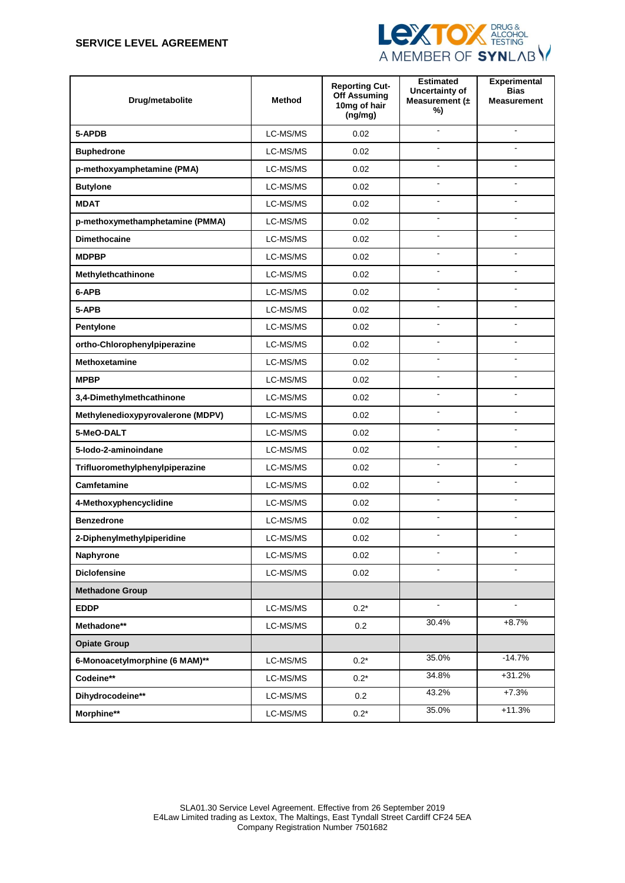| Drug/metabolite | Method | Reporting Cut-Off Assuming 10mg of hair (ng/mg) | Estimated Uncertainty of Measurement (± %) | Experimental Bias Measurement |
|---|---|---|---|---|
| **5-APDB** | LC-MS/MS | 0.02 | - | - |
| **Buphedrone** | LC-MS/MS | 0.02 | - | - |
| **p-methoxyamphetamine (PMA)** | LC-MS/MS | 0.02 | - | - |
| **Butylone** | LC-MS/MS | 0.02 | - | - |
| **MDAT** | LC-MS/MS | 0.02 | - | - |
| **p-methoxymethamphetamine (PMMA)** | LC-MS/MS | 0.02 | - | - |
| **Dimethocaine** | LC-MS/MS | 0.02 | - | - |
| **MDPBP** | LC-MS/MS | 0.02 | - | - |
| **Methylethcathinone** | LC-MS/MS | 0.02 | - | - |
| **6-APB** | LC-MS/MS | 0.02 | - | - |
| **5-APB** | LC-MS/MS | 0.02 | - | - |
| **Pentylone** | LC-MS/MS | 0.02 | - | - |
| **ortho-Chlorophenylpiperazine** | LC-MS/MS | 0.02 | - | - |
| **Methoxetamine** | LC-MS/MS | 0.02 | - | - |
| **MPBP** | LC-MS/MS | 0.02 | - | - |
| **3,4-Dimethylmethcathinone** | LC-MS/MS | 0.02 | - | - |
| **Methylenedioxypyrovalerone (MDPV)** | LC-MS/MS | 0.02 | - | - |
| **5-MeO-DALT** | LC-MS/MS | 0.02 | - | - |
| **5-Iodo-2-aminoindane** | LC-MS/MS | 0.02 | - | - |
| **Trifluoromethylphenylpiperazine** | LC-MS/MS | 0.02 | - | - |
| **Camfetamine** | LC-MS/MS | 0.02 | - | - |
| **4-Methoxyphencyclidine** | LC-MS/MS | 0.02 | - | - |
| **Benzedrone** | LC-MS/MS | 0.02 | - | - |
| **2-Diphenylmethylpiperidine** | LC-MS/MS | 0.02 | - | - |
| **Naphyrone** | LC-MS/MS | 0.02 | - | - |
| **Diclofensine** | LC-MS/MS | 0.02 | - | - |
| **Methadone Group** | | | | |
| **EDDP** | LC-MS/MS | 0.2* | - | - |
| **Methadone**** | LC-MS/MS | 0.2 | 30.4% | +8.7% |
| **Opiate Group** | | | | |
| **6-Monoacetylmorphine (6 MAM)**** | LC-MS/MS | 0.2* | 35.0% | -14.7% |
| **Codeine**** | LC-MS/MS | 0.2* | 34.8% | +31.2% |
| **Dihydrocodeine**** | LC-MS/MS | 0.2 | 43.2% | +7.3% |
| **Morphine**** | LC-MS/MS | 0.2* | 35.0% | +11.3% |

SLA01.30 Service Level Agreement. Effective from 26 September 2019
E4Law Limited trading as Lextox, The Maltings, East Tyndall Street Cardiff CF24 5EA
Company Registration Number 7501682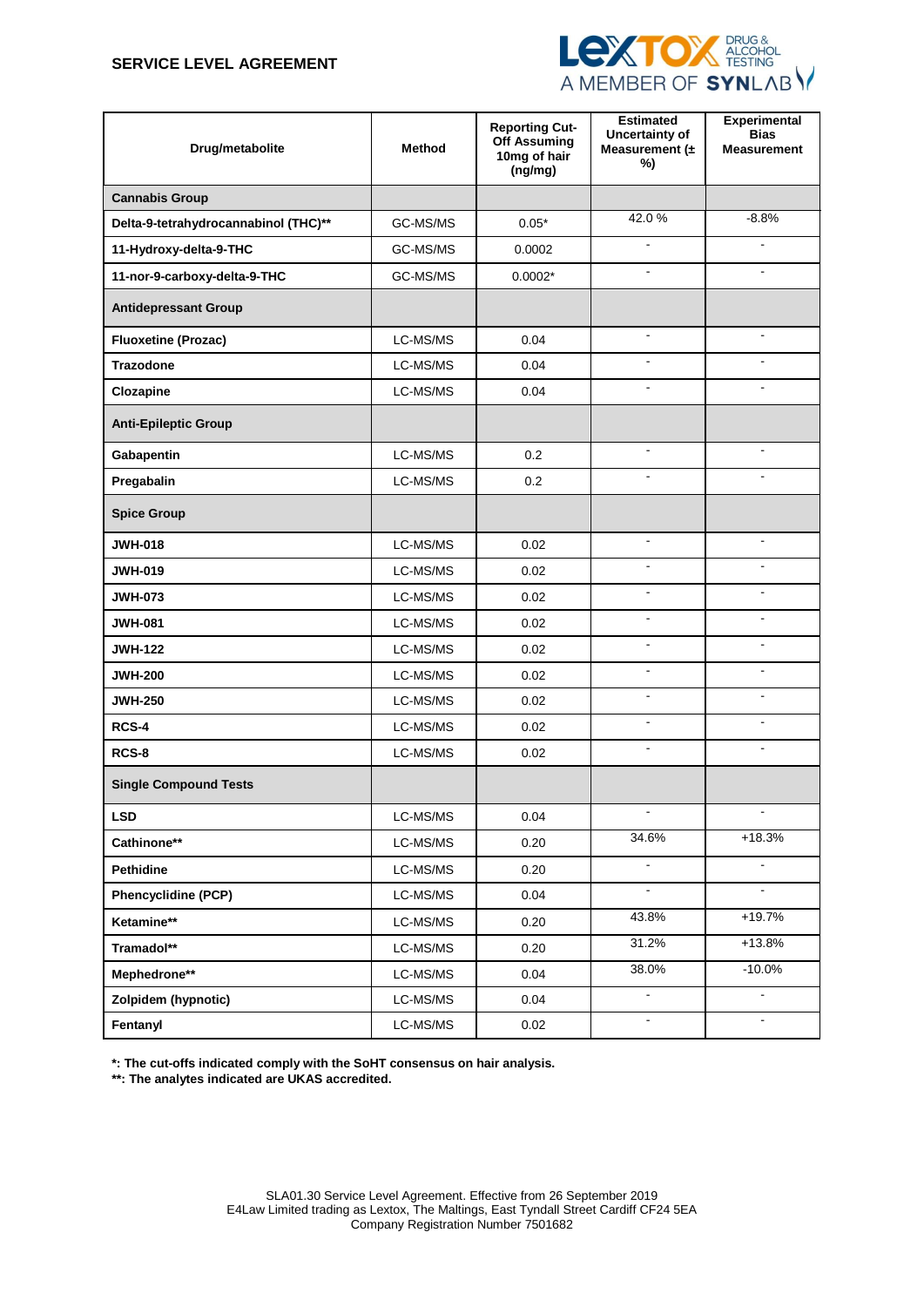## SERVICE LEVEL AGREEMENT

| Drug/metabolite | Method | Reporting Cut-Off Assuming 10mg of hair (ng/mg) | Estimated Uncertainty of Measurement (± %) | Experimental Bias Measurement |
|---|---|---|---|---|
| **Cannabis Group** | | | | |
| **Delta-9-tetrahydrocannabinol (THC)**** | GC-MS/MS | 0.05* | 42.0 % | -8.8% |
| **11-Hydroxy-delta-9-THC** | GC-MS/MS | 0.0002 | - | - |
| **11-nor-9-carboxy-delta-9-THC** | GC-MS/MS | 0.0002* | - | - |
| **Antidepressant Group** | | | | |
| **Fluoxetine (Prozac)** | LC-MS/MS | 0.04 | - | - |
| **Trazodone** | LC-MS/MS | 0.04 | - | - |
| **Clozapine** | LC-MS/MS | 0.04 | - | - |
| **Anti-Epileptic Group** | | | | |
| **Gabapentin** | LC-MS/MS | 0.2 | - | - |
| **Pregabalin** | LC-MS/MS | 0.2 | - | - |
| **Spice Group** | | | | |
| **JWH-018** | LC-MS/MS | 0.02 | - | - |
| **JWH-019** | LC-MS/MS | 0.02 | - | - |
| **JWH-073** | LC-MS/MS | 0.02 | - | - |
| **JWH-081** | LC-MS/MS | 0.02 | - | - |
| **JWH-122** | LC-MS/MS | 0.02 | - | - |
| **JWH-200** | LC-MS/MS | 0.02 | - | - |
| **JWH-250** | LC-MS/MS | 0.02 | - | - |
| **RCS-4** | LC-MS/MS | 0.02 | - | - |
| **RCS-8** | LC-MS/MS | 0.02 | - | - |
| **Single Compound Tests** | | | | |
| **LSD** | LC-MS/MS | 0.04 | - | - |
| **Cathinone**** | LC-MS/MS | 0.20 | 34.6% | +18.3% |
| **Pethidine** | LC-MS/MS | 0.20 | - | - |
| **Phencyclidine (PCP)** | LC-MS/MS | 0.04 | - | - |
| **Ketamine**** | LC-MS/MS | 0.20 | 43.8% | +19.7% |
| **Tramadol**** | LC-MS/MS | 0.20 | 31.2% | +13.8% |
| **Mephedrone**** | LC-MS/MS | 0.04 | 38.0% | -10.0% |
| **Zolpidem (hypnotic)** | LC-MS/MS | 0.04 | - | - |
| **Fentanyl** | LC-MS/MS | 0.02 | - | - |

**\*: The cut-offs indicated comply with the SoHT consensus on hair analysis.**
**\*\*: The analytes indicated are UKAS accredited.**

SLA01.30 Service Level Agreement. Effective from 26 September 2019
E4Law Limited trading as Lextox, The Maltings, East Tyndall Street Cardiff CF24 5EA
Company Registration Number 7501682